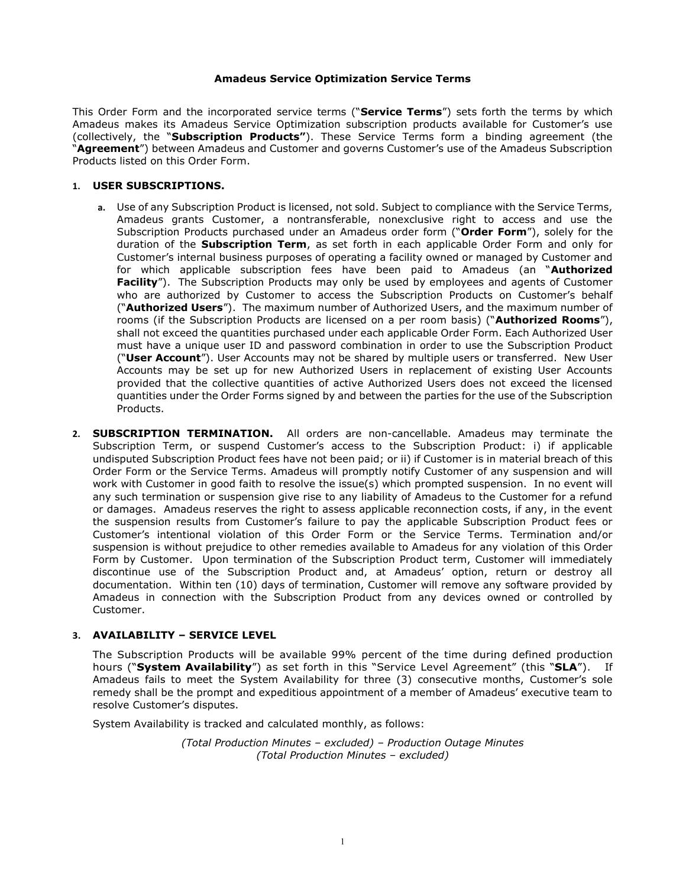# Amadeus Service Optimization Service Terms

This Order Form and the incorporated service terms ("**Service Terms**") sets forth the terms by which Amadeus makes its Amadeus Service Optimization subscription products available for Customer's use (collectively, the "**Subscription Products"**). These Service Terms form a binding agreement (the "**Agreement**") between Amadeus and Customer and governs Customer's use of the Amadeus Subscription Products listed on this Order Form.

## 1. USER SUBSCRIPTIONS.

a. Use of any Subscription Product is licensed, not sold. Subject to compliance with the Service Terms, Amadeus grants Customer, a nontransferable, nonexclusive right to access and use the Subscription Products purchased under an Amadeus order form ("**Order Form**"), solely for the duration of the **Subscription Term**, as set forth in each applicable Order Form and only for Customer's internal business purposes of operating a facility owned or managed by Customer and for which applicable subscription fees have been paid to Amadeus (an "**Authorized Facility**"). The Subscription Products may only be used by employees and agents of Customer who are authorized by Customer to access the Subscription Products on Customer's behalf ("**Authorized Users**"). The maximum number of Authorized Users, and the maximum number of rooms (if the Subscription Products are licensed on a per room basis) ("**Authorized Rooms**"), shall not exceed the quantities purchased under each applicable Order Form. Each Authorized User must have a unique user ID and password combination in order to use the Subscription Product ("**User Account**"). User Accounts may not be shared by multiple users or transferred. New User Accounts may be set up for new Authorized Users in replacement of existing User Accounts provided that the collective quantities of active Authorized Users does not exceed the licensed quantities under the Order Forms signed by and between the parties for the use of the Subscription Products.

## 2. SUBSCRIPTION TERMINATION.

All orders are non-cancellable. Amadeus may terminate the Subscription Term, or suspend Customer's access to the Subscription Product: i) if applicable undisputed Subscription Product fees have not been paid; or ii) if Customer is in material breach of this Order Form or the Service Terms. Amadeus will promptly notify Customer of any suspension and will work with Customer in good faith to resolve the issue(s) which prompted suspension. In no event will any such termination or suspension give rise to any liability of Amadeus to the Customer for a refund or damages. Amadeus reserves the right to assess applicable reconnection costs, if any, in the event the suspension results from Customer's failure to pay the applicable Subscription Product fees or Customer's intentional violation of this Order Form or the Service Terms. Termination and/or suspension is without prejudice to other remedies available to Amadeus for any violation of this Order Form by Customer. Upon termination of the Subscription Product term, Customer will immediately discontinue use of the Subscription Product and, at Amadeus' option, return or destroy all documentation. Within ten (10) days of termination, Customer will remove any software provided by Amadeus in connection with the Subscription Product from any devices owned or controlled by Customer.

## 3. AVAILABILITY – SERVICE LEVEL

The Subscription Products will be available 99% percent of the time during defined production hours ("**System Availability**") as set forth in this "Service Level Agreement" (this "**SLA**"). If Amadeus fails to meet the System Availability for three (3) consecutive months, Customer's sole remedy shall be the prompt and expeditious appointment of a member of Amadeus' executive team to resolve Customer's disputes.

System Availability is tracked and calculated monthly, as follows:

$$\frac{(\text{Total Production Minutes} - \text{excluded}) - \text{Production Outage Minutes}}{(\text{Total Production Minutes} - \text{excluded})}$$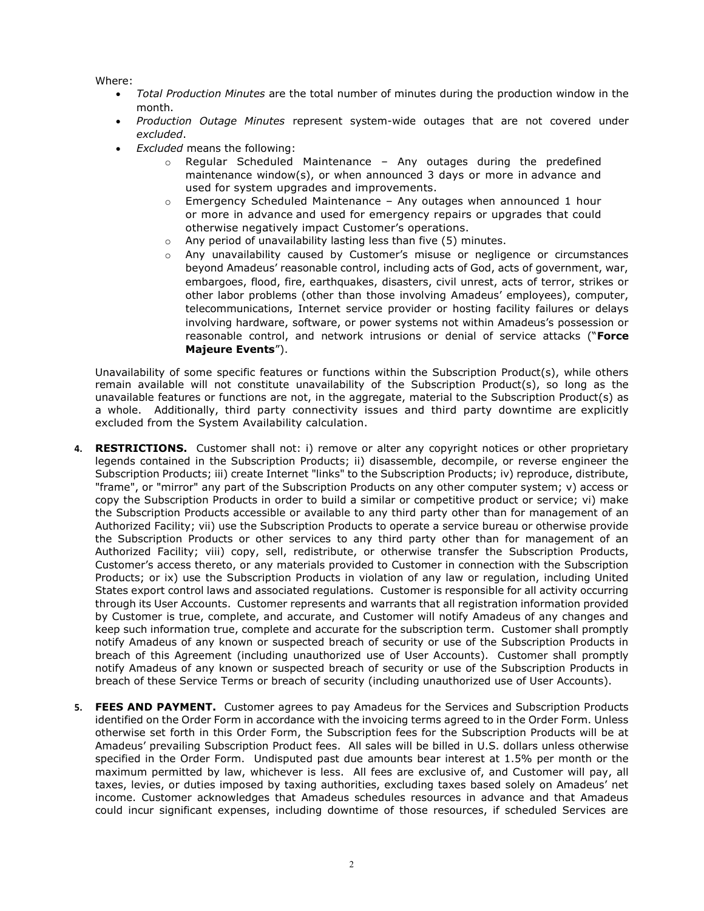Where:

- *Total Production Minutes* are the total number of minutes during the production window in the month.
- *Production Outage Minutes* represent system-wide outages that are not covered under *excluded*.
- *Excluded* means the following:
    - Regular Scheduled Maintenance – Any outages during the predefined maintenance window(s), or when announced 3 days or more in advance and used for system upgrades and improvements.
    - Emergency Scheduled Maintenance – Any outages when announced 1 hour or more in advance and used for emergency repairs or upgrades that could otherwise negatively impact Customer's operations.
    - Any period of unavailability lasting less than five (5) minutes.
    - Any unavailability caused by Customer's misuse or negligence or circumstances beyond Amadeus' reasonable control, including acts of God, acts of government, war, embargoes, flood, fire, earthquakes, disasters, civil unrest, acts of terror, strikes or other labor problems (other than those involving Amadeus' employees), computer, telecommunications, Internet service provider or hosting facility failures or delays involving hardware, software, or power systems not within Amadeus's possession or reasonable control, and network intrusions or denial of service attacks ("**Force Majeure Events**").

Unavailability of some specific features or functions within the Subscription Product(s), while others remain available will not constitute unavailability of the Subscription Product(s), so long as the unavailable features or functions are not, in the aggregate, material to the Subscription Product(s) as a whole. Additionally, third party connectivity issues and third party downtime are explicitly excluded from the System Availability calculation.

4. **RESTRICTIONS.** Customer shall not: i) remove or alter any copyright notices or other proprietary legends contained in the Subscription Products; ii) disassemble, decompile, or reverse engineer the Subscription Products; iii) create Internet "links" to the Subscription Products; iv) reproduce, distribute, "frame", or "mirror" any part of the Subscription Products on any other computer system; v) access or copy the Subscription Products in order to build a similar or competitive product or service; vi) make the Subscription Products accessible or available to any third party other than for management of an Authorized Facility; vii) use the Subscription Products to operate a service bureau or otherwise provide the Subscription Products or other services to any third party other than for management of an Authorized Facility; viii) copy, sell, redistribute, or otherwise transfer the Subscription Products, Customer's access thereto, or any materials provided to Customer in connection with the Subscription Products; or ix) use the Subscription Products in violation of any law or regulation, including United States export control laws and associated regulations. Customer is responsible for all activity occurring through its User Accounts. Customer represents and warrants that all registration information provided by Customer is true, complete, and accurate, and Customer will notify Amadeus of any changes and keep such information true, complete and accurate for the subscription term. Customer shall promptly notify Amadeus of any known or suspected breach of security or use of the Subscription Products in breach of this Agreement (including unauthorized use of User Accounts). Customer shall promptly notify Amadeus of any known or suspected breach of security or use of the Subscription Products in breach of these Service Terms or breach of security (including unauthorized use of User Accounts).

5. **FEES AND PAYMENT.** Customer agrees to pay Amadeus for the Services and Subscription Products identified on the Order Form in accordance with the invoicing terms agreed to in the Order Form. Unless otherwise set forth in this Order Form, the Subscription fees for the Subscription Products will be at Amadeus' prevailing Subscription Product fees. All sales will be billed in U.S. dollars unless otherwise specified in the Order Form. Undisputed past due amounts bear interest at 1.5% per month or the maximum permitted by law, whichever is less. All fees are exclusive of, and Customer will pay, all taxes, levies, or duties imposed by taxing authorities, excluding taxes based solely on Amadeus' net income. Customer acknowledges that Amadeus schedules resources in advance and that Amadeus could incur significant expenses, including downtime of those resources, if scheduled Services are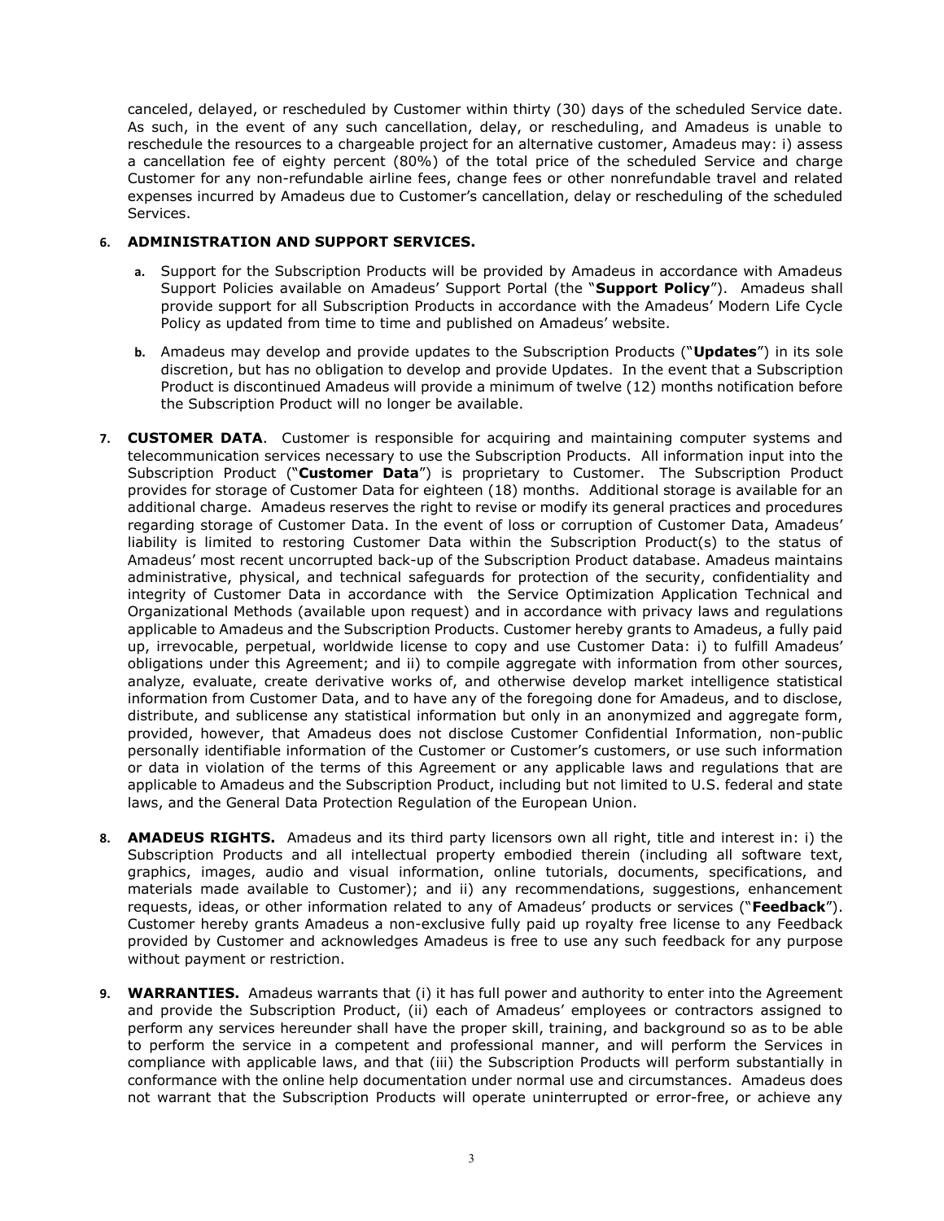canceled, delayed, or rescheduled by Customer within thirty (30) days of the scheduled Service date. As such, in the event of any such cancellation, delay, or rescheduling, and Amadeus is unable to reschedule the resources to a chargeable project for an alternative customer, Amadeus may: i) assess a cancellation fee of eighty percent (80%) of the total price of the scheduled Service and charge Customer for any non-refundable airline fees, change fees or other nonrefundable travel and related expenses incurred by Amadeus due to Customer's cancellation, delay or rescheduling of the scheduled Services.

6. **ADMINISTRATION AND SUPPORT SERVICES.**

   a. Support for the Subscription Products will be provided by Amadeus in accordance with Amadeus Support Policies available on Amadeus' Support Portal (the "**Support Policy**"). Amadeus shall provide support for all Subscription Products in accordance with the Amadeus' Modern Life Cycle Policy as updated from time to time and published on Amadeus' website.

   b. Amadeus may develop and provide updates to the Subscription Products ("**Updates**") in its sole discretion, but has no obligation to develop and provide Updates. In the event that a Subscription Product is discontinued Amadeus will provide a minimum of twelve (12) months notification before the Subscription Product will no longer be available.

7. **CUSTOMER DATA**. Customer is responsible for acquiring and maintaining computer systems and telecommunication services necessary to use the Subscription Products. All information input into the Subscription Product ("**Customer Data**") is proprietary to Customer. The Subscription Product provides for storage of Customer Data for eighteen (18) months. Additional storage is available for an additional charge. Amadeus reserves the right to revise or modify its general practices and procedures regarding storage of Customer Data. In the event of loss or corruption of Customer Data, Amadeus' liability is limited to restoring Customer Data within the Subscription Product(s) to the status of Amadeus' most recent uncorrupted back-up of the Subscription Product database. Amadeus maintains administrative, physical, and technical safeguards for protection of the security, confidentiality and integrity of Customer Data in accordance with the Service Optimization Application Technical and Organizational Methods (available upon request) and in accordance with privacy laws and regulations applicable to Amadeus and the Subscription Products. Customer hereby grants to Amadeus, a fully paid up, irrevocable, perpetual, worldwide license to copy and use Customer Data: i) to fulfill Amadeus' obligations under this Agreement; and ii) to compile aggregate with information from other sources, analyze, evaluate, create derivative works of, and otherwise develop market intelligence statistical information from Customer Data, and to have any of the foregoing done for Amadeus, and to disclose, distribute, and sublicense any statistical information but only in an anonymized and aggregate form, provided, however, that Amadeus does not disclose Customer Confidential Information, non-public personally identifiable information of the Customer or Customer's customers, or use such information or data in violation of the terms of this Agreement or any applicable laws and regulations that are applicable to Amadeus and the Subscription Product, including but not limited to U.S. federal and state laws, and the General Data Protection Regulation of the European Union.

8. **AMADEUS RIGHTS.** Amadeus and its third party licensors own all right, title and interest in: i) the Subscription Products and all intellectual property embodied therein (including all software text, graphics, images, audio and visual information, online tutorials, documents, specifications, and materials made available to Customer); and ii) any recommendations, suggestions, enhancement requests, ideas, or other information related to any of Amadeus' products or services ("**Feedback**"). Customer hereby grants Amadeus a non-exclusive fully paid up royalty free license to any Feedback provided by Customer and acknowledges Amadeus is free to use any such feedback for any purpose without payment or restriction.

9. **WARRANTIES.** Amadeus warrants that (i) it has full power and authority to enter into the Agreement and provide the Subscription Product, (ii) each of Amadeus' employees or contractors assigned to perform any services hereunder shall have the proper skill, training, and background so as to be able to perform the service in a competent and professional manner, and will perform the Services in compliance with applicable laws, and that (iii) the Subscription Products will perform substantially in conformance with the online help documentation under normal use and circumstances. Amadeus does not warrant that the Subscription Products will operate uninterrupted or error-free, or achieve any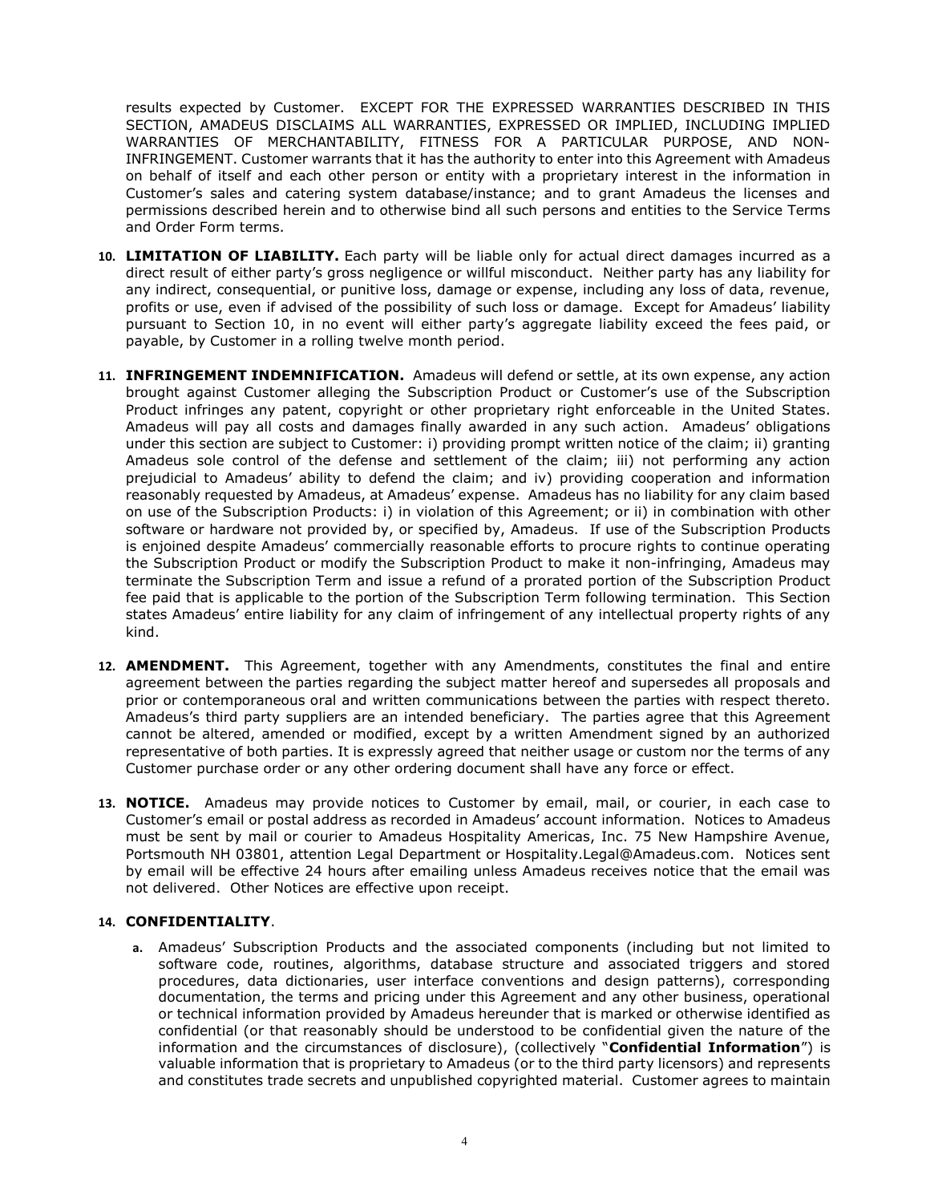results expected by Customer. EXCEPT FOR THE EXPRESSED WARRANTIES DESCRIBED IN THIS SECTION, AMADEUS DISCLAIMS ALL WARRANTIES, EXPRESSED OR IMPLIED, INCLUDING IMPLIED WARRANTIES OF MERCHANTABILITY, FITNESS FOR A PARTICULAR PURPOSE, AND NON-INFRINGEMENT. Customer warrants that it has the authority to enter into this Agreement with Amadeus on behalf of itself and each other person or entity with a proprietary interest in the information in Customer's sales and catering system database/instance; and to grant Amadeus the licenses and permissions described herein and to otherwise bind all such persons and entities to the Service Terms and Order Form terms.

10. **LIMITATION OF LIABILITY.** Each party will be liable only for actual direct damages incurred as a direct result of either party's gross negligence or willful misconduct. Neither party has any liability for any indirect, consequential, or punitive loss, damage or expense, including any loss of data, revenue, profits or use, even if advised of the possibility of such loss or damage. Except for Amadeus' liability pursuant to Section 10, in no event will either party's aggregate liability exceed the fees paid, or payable, by Customer in a rolling twelve month period.

11. **INFRINGEMENT INDEMNIFICATION.** Amadeus will defend or settle, at its own expense, any action brought against Customer alleging the Subscription Product or Customer's use of the Subscription Product infringes any patent, copyright or other proprietary right enforceable in the United States. Amadeus will pay all costs and damages finally awarded in any such action. Amadeus' obligations under this section are subject to Customer: i) providing prompt written notice of the claim; ii) granting Amadeus sole control of the defense and settlement of the claim; iii) not performing any action prejudicial to Amadeus' ability to defend the claim; and iv) providing cooperation and information reasonably requested by Amadeus, at Amadeus' expense. Amadeus has no liability for any claim based on use of the Subscription Products: i) in violation of this Agreement; or ii) in combination with other software or hardware not provided by, or specified by, Amadeus. If use of the Subscription Products is enjoined despite Amadeus' commercially reasonable efforts to procure rights to continue operating the Subscription Product or modify the Subscription Product to make it non-infringing, Amadeus may terminate the Subscription Term and issue a refund of a prorated portion of the Subscription Product fee paid that is applicable to the portion of the Subscription Term following termination. This Section states Amadeus' entire liability for any claim of infringement of any intellectual property rights of any kind.

12. **AMENDMENT.** This Agreement, together with any Amendments, constitutes the final and entire agreement between the parties regarding the subject matter hereof and supersedes all proposals and prior or contemporaneous oral and written communications between the parties with respect thereto. Amadeus's third party suppliers are an intended beneficiary. The parties agree that this Agreement cannot be altered, amended or modified, except by a written Amendment signed by an authorized representative of both parties. It is expressly agreed that neither usage or custom nor the terms of any Customer purchase order or any other ordering document shall have any force or effect.

13. **NOTICE.** Amadeus may provide notices to Customer by email, mail, or courier, in each case to Customer's email or postal address as recorded in Amadeus' account information. Notices to Amadeus must be sent by mail or courier to Amadeus Hospitality Americas, Inc. 75 New Hampshire Avenue, Portsmouth NH 03801, attention Legal Department or Hospitality.Legal@Amadeus.com. Notices sent by email will be effective 24 hours after emailing unless Amadeus receives notice that the email was not delivered. Other Notices are effective upon receipt.

14. **CONFIDENTIALITY**.

    a. Amadeus' Subscription Products and the associated components (including but not limited to software code, routines, algorithms, database structure and associated triggers and stored procedures, data dictionaries, user interface conventions and design patterns), corresponding documentation, the terms and pricing under this Agreement and any other business, operational or technical information provided by Amadeus hereunder that is marked or otherwise identified as confidential (or that reasonably should be understood to be confidential given the nature of the information and the circumstances of disclosure), (collectively "**Confidential Information**") is valuable information that is proprietary to Amadeus (or to the third party licensors) and represents and constitutes trade secrets and unpublished copyrighted material. Customer agrees to maintain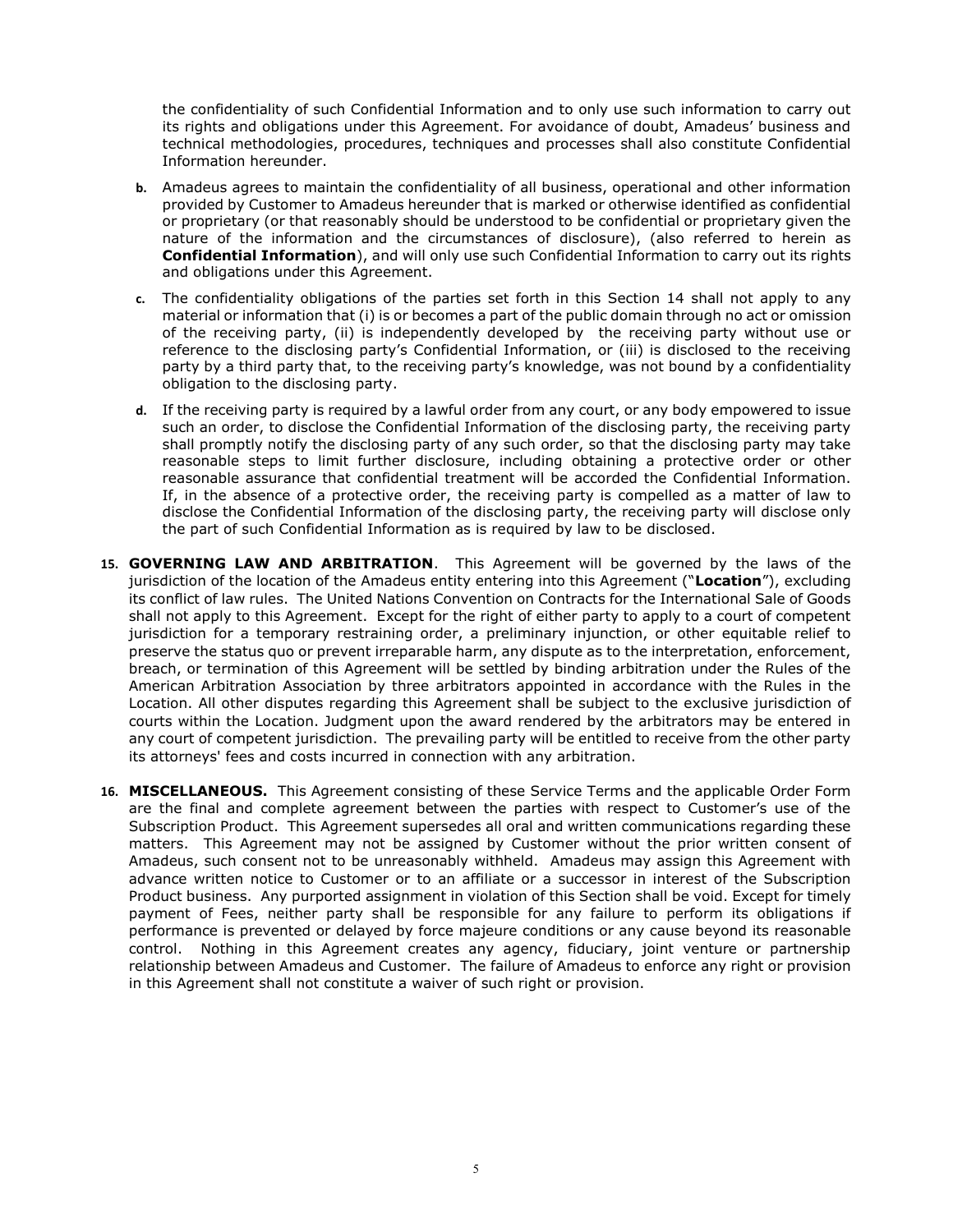the confidentiality of such Confidential Information and to only use such information to carry out its rights and obligations under this Agreement. For avoidance of doubt, Amadeus' business and technical methodologies, procedures, techniques and processes shall also constitute Confidential Information hereunder.

b. Amadeus agrees to maintain the confidentiality of all business, operational and other information provided by Customer to Amadeus hereunder that is marked or otherwise identified as confidential or proprietary (or that reasonably should be understood to be confidential or proprietary given the nature of the information and the circumstances of disclosure), (also referred to herein as **Confidential Information**), and will only use such Confidential Information to carry out its rights and obligations under this Agreement.

c. The confidentiality obligations of the parties set forth in this Section 14 shall not apply to any material or information that (i) is or becomes a part of the public domain through no act or omission of the receiving party, (ii) is independently developed by the receiving party without use or reference to the disclosing party's Confidential Information, or (iii) is disclosed to the receiving party by a third party that, to the receiving party's knowledge, was not bound by a confidentiality obligation to the disclosing party.

d. If the receiving party is required by a lawful order from any court, or any body empowered to issue such an order, to disclose the Confidential Information of the disclosing party, the receiving party shall promptly notify the disclosing party of any such order, so that the disclosing party may take reasonable steps to limit further disclosure, including obtaining a protective order or other reasonable assurance that confidential treatment will be accorded the Confidential Information. If, in the absence of a protective order, the receiving party is compelled as a matter of law to disclose the Confidential Information of the disclosing party, the receiving party will disclose only the part of such Confidential Information as is required by law to be disclosed.

15. **GOVERNING LAW AND ARBITRATION**. This Agreement will be governed by the laws of the jurisdiction of the location of the Amadeus entity entering into this Agreement ("**Location**"), excluding its conflict of law rules. The United Nations Convention on Contracts for the International Sale of Goods shall not apply to this Agreement. Except for the right of either party to apply to a court of competent jurisdiction for a temporary restraining order, a preliminary injunction, or other equitable relief to preserve the status quo or prevent irreparable harm, any dispute as to the interpretation, enforcement, breach, or termination of this Agreement will be settled by binding arbitration under the Rules of the American Arbitration Association by three arbitrators appointed in accordance with the Rules in the Location. All other disputes regarding this Agreement shall be subject to the exclusive jurisdiction of courts within the Location. Judgment upon the award rendered by the arbitrators may be entered in any court of competent jurisdiction. The prevailing party will be entitled to receive from the other party its attorneys' fees and costs incurred in connection with any arbitration.

16. **MISCELLANEOUS.** This Agreement consisting of these Service Terms and the applicable Order Form are the final and complete agreement between the parties with respect to Customer's use of the Subscription Product. This Agreement supersedes all oral and written communications regarding these matters. This Agreement may not be assigned by Customer without the prior written consent of Amadeus, such consent not to be unreasonably withheld. Amadeus may assign this Agreement with advance written notice to Customer or to an affiliate or a successor in interest of the Subscription Product business. Any purported assignment in violation of this Section shall be void. Except for timely payment of Fees, neither party shall be responsible for any failure to perform its obligations if performance is prevented or delayed by force majeure conditions or any cause beyond its reasonable control. Nothing in this Agreement creates any agency, fiduciary, joint venture or partnership relationship between Amadeus and Customer. The failure of Amadeus to enforce any right or provision in this Agreement shall not constitute a waiver of such right or provision.